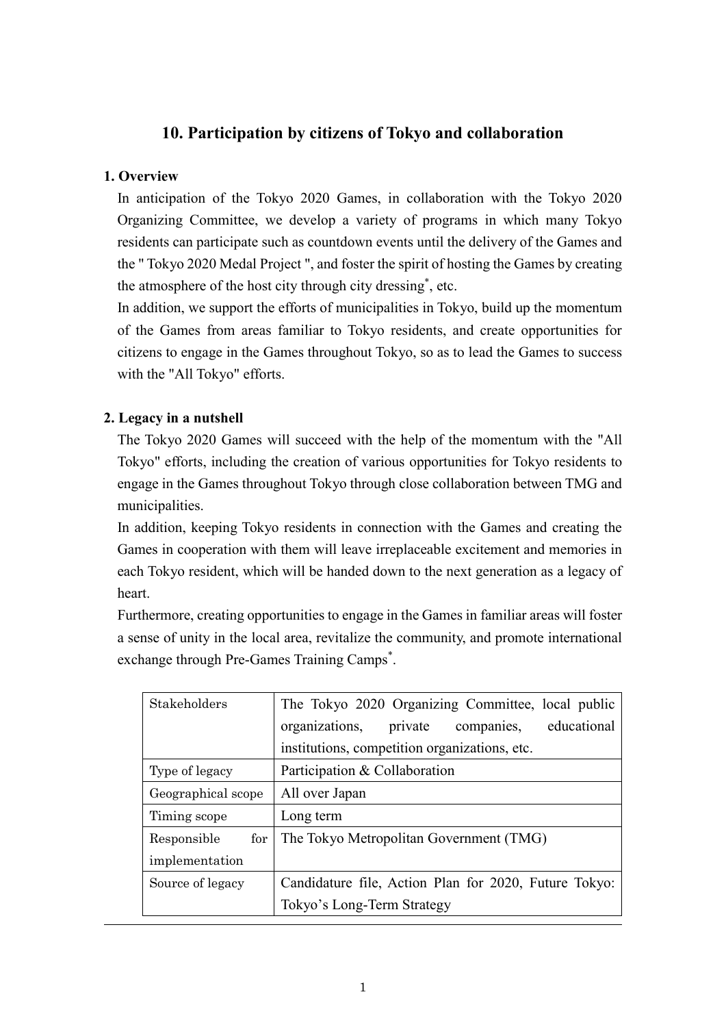# 10. Participation by citizens of Tokyo and collaboration

## 1. Overview

In anticipation of the Tokyo 2020 Games, in collaboration with the Tokyo 2020 Organizing Committee, we develop a variety of programs in which many Tokyo residents can participate such as countdown events until the delivery of the Games and the " Tokyo 2020 Medal Project ", and foster the spirit of hosting the Games by creating the atmosphere of the host city through city dressing*, etc.

In addition, we support the efforts of municipalities in Tokyo, build up the momentum of the Games from areas familiar to Tokyo residents, and create opportunities for citizens to engage in the Games throughout Tokyo, so as to lead the Games to success with the "All Tokyo" efforts.

## 2. Legacy in a nutshell

The Tokyo 2020 Games will succeed with the help of the momentum with the "All Tokyo" efforts, including the creation of various opportunities for Tokyo residents to engage in the Games throughout Tokyo through close collaboration between TMG and municipalities.

In addition, keeping Tokyo residents in connection with the Games and creating the Games in cooperation with them will leave irreplaceable excitement and memories in each Tokyo resident, which will be handed down to the next generation as a legacy of heart.

Furthermore, creating opportunities to engage in the Games in familiar areas will foster a sense of unity in the local area, revitalize the community, and promote international exchange through Pre-Games Training Camps*.

| | |
|---|---|
| Stakeholders | The Tokyo 2020 Organizing Committee, local public organizations, private companies, educational institutions, competition organizations, etc. |
| Type of legacy | Participation & Collaboration |
| Geographical scope | All over Japan |
| Timing scope | Long term |
| Responsible for implementation | The Tokyo Metropolitan Government (TMG) |
| Source of legacy | Candidature file, Action Plan for 2020, Future Tokyo: Tokyo's Long-Term Strategy |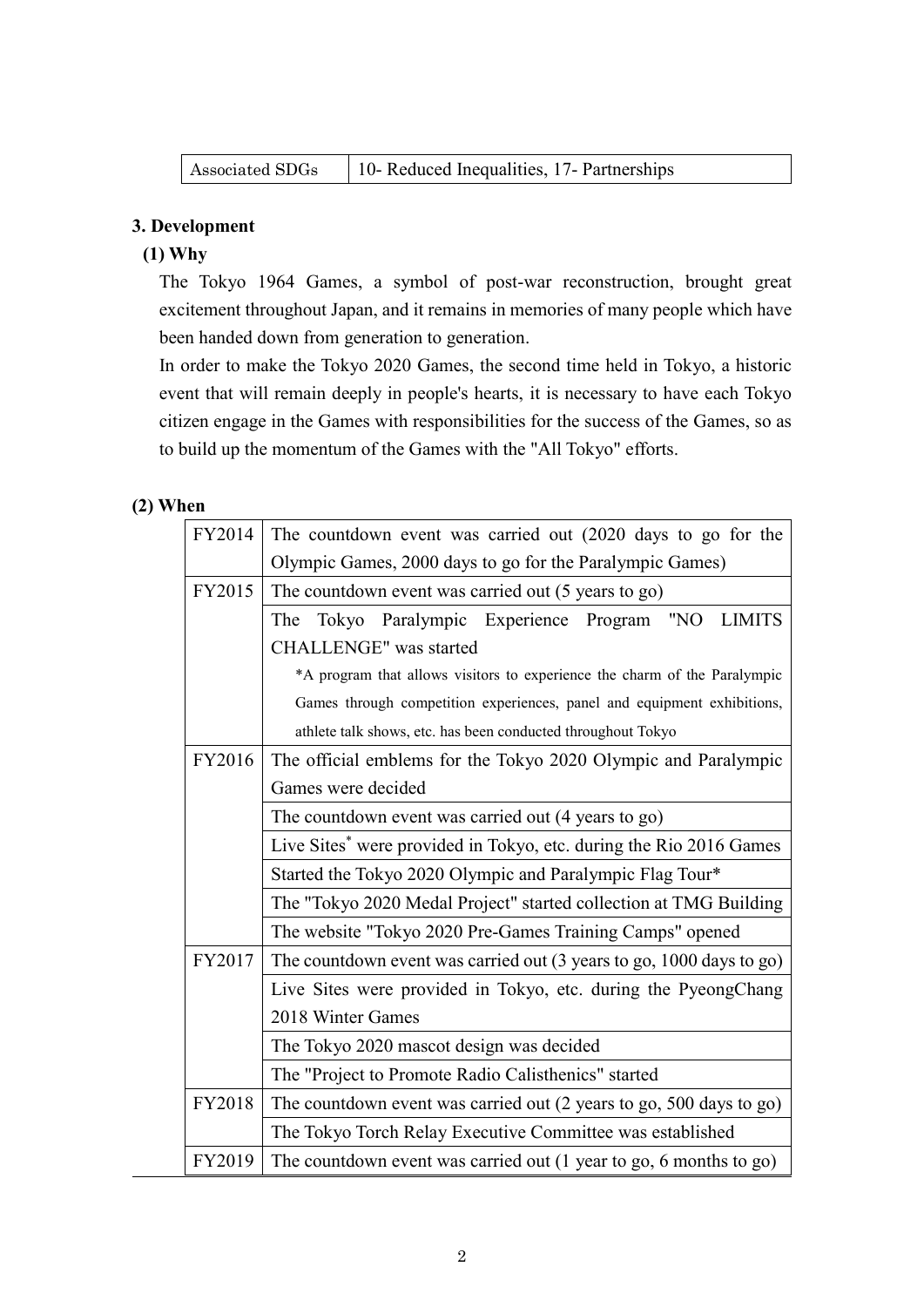| Associated SDGs | 10- Reduced Inequalities, 17- Partnerships |
|---|---|

**3. Development**

**(1) Why**

The Tokyo 1964 Games, a symbol of post-war reconstruction, brought great excitement throughout Japan, and it remains in memories of many people which have been handed down from generation to generation.

In order to make the Tokyo 2020 Games, the second time held in Tokyo, a historic event that will remain deeply in people's hearts, it is necessary to have each Tokyo citizen engage in the Games with responsibilities for the success of the Games, so as to build up the momentum of the Games with the "All Tokyo" efforts.

**(2) When**

| Year | Event |
|---|---|
| FY2014 | The countdown event was carried out (2020 days to go for the Olympic Games, 2000 days to go for the Paralympic Games) |
| FY2015 | The countdown event was carried out (5 years to go) |
| | The Tokyo Paralympic Experience Program "NO LIMITS CHALLENGE" was started<br>*A program that allows visitors to experience the charm of the Paralympic Games through competition experiences, panel and equipment exhibitions, athlete talk shows, etc. has been conducted throughout Tokyo |
| FY2016 | The official emblems for the Tokyo 2020 Olympic and Paralympic Games were decided |
| | The countdown event was carried out (4 years to go) |
| | Live Sites* were provided in Tokyo, etc. during the Rio 2016 Games |
| | Started the Tokyo 2020 Olympic and Paralympic Flag Tour* |
| | The "Tokyo 2020 Medal Project" started collection at TMG Building |
| | The website "Tokyo 2020 Pre-Games Training Camps" opened |
| FY2017 | The countdown event was carried out (3 years to go, 1000 days to go) |
| | Live Sites were provided in Tokyo, etc. during the PyeongChang 2018 Winter Games |
| | The Tokyo 2020 mascot design was decided |
| | The "Project to Promote Radio Calisthenics" started |
| FY2018 | The countdown event was carried out (2 years to go, 500 days to go) |
| | The Tokyo Torch Relay Executive Committee was established |
| FY2019 | The countdown event was carried out (1 year to go, 6 months to go) |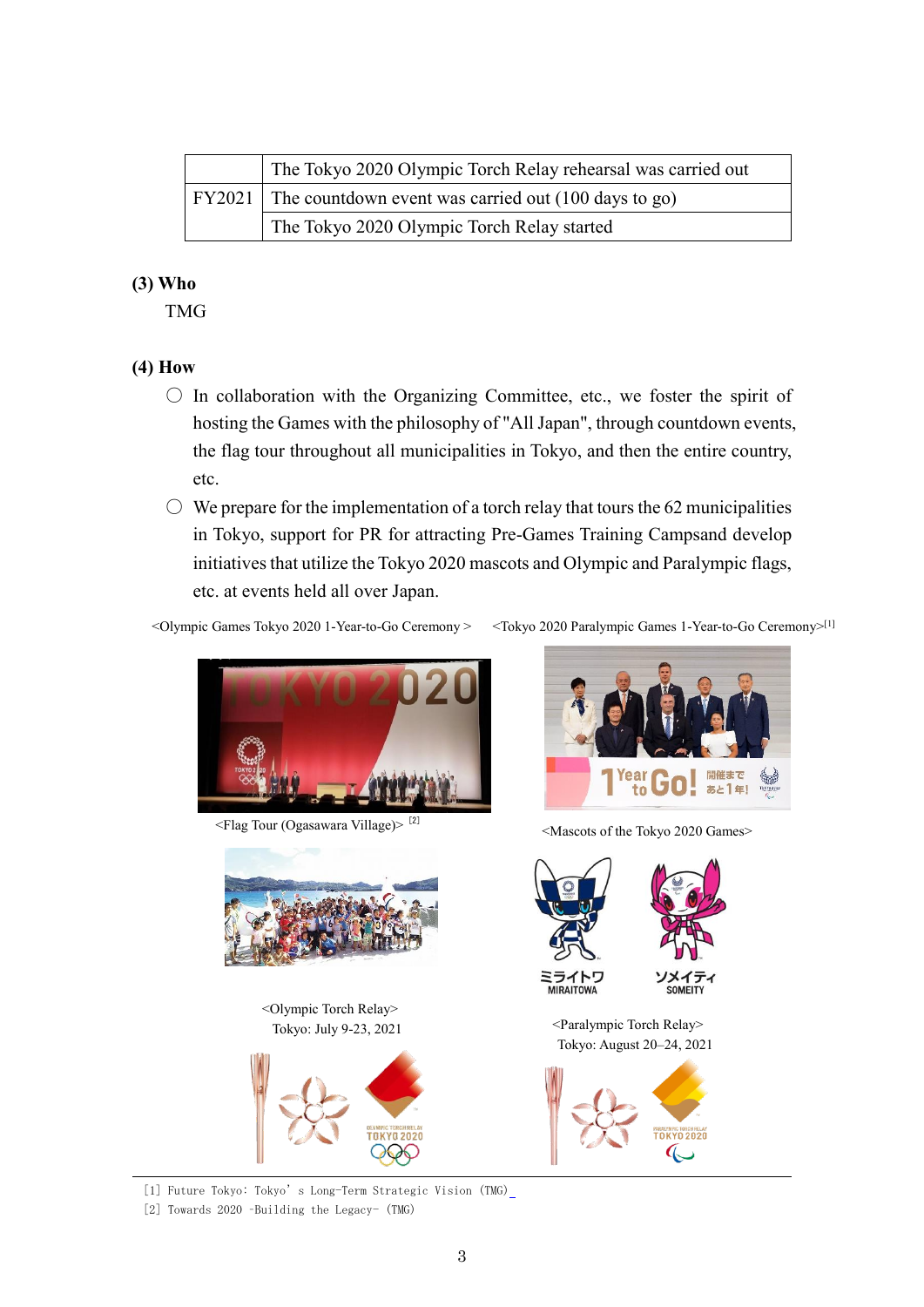| | |
|---|---|
| | The Tokyo 2020 Olympic Torch Relay rehearsal was carried out |
| FY2021 | The countdown event was carried out (100 days to go) |
| | The Tokyo 2020 Olympic Torch Relay started |

**(3) Who**

TMG

**(4) How**

- ○ In collaboration with the Organizing Committee, etc., we foster the spirit of hosting the Games with the philosophy of "All Japan", through countdown events, the flag tour throughout all municipalities in Tokyo, and then the entire country, etc.
- ○ We prepare for the implementation of a torch relay that tours the 62 municipalities in Tokyo, support for PR for attracting Pre-Games Training Campsand develop initiatives that utilize the Tokyo 2020 mascots and Olympic and Paralympic flags, etc. at events held all over Japan.

<Olympic Games Tokyo 2020 1-Year-to-Go Ceremony >

<Tokyo 2020 Paralympic Games 1-Year-to-Go Ceremony>[1]

<Flag Tour (Ogasawara Village)> [2]

<Mascots of the Tokyo 2020 Games>

<Olympic Torch Relay>
Tokyo: July 9-23, 2021

<Paralympic Torch Relay>
Tokyo: August 20–24, 2021

[1] Future Tokyo: Tokyo's Long-Term Strategic Vision (TMG)

[2] Towards 2020 -Building the Legacy- (TMG)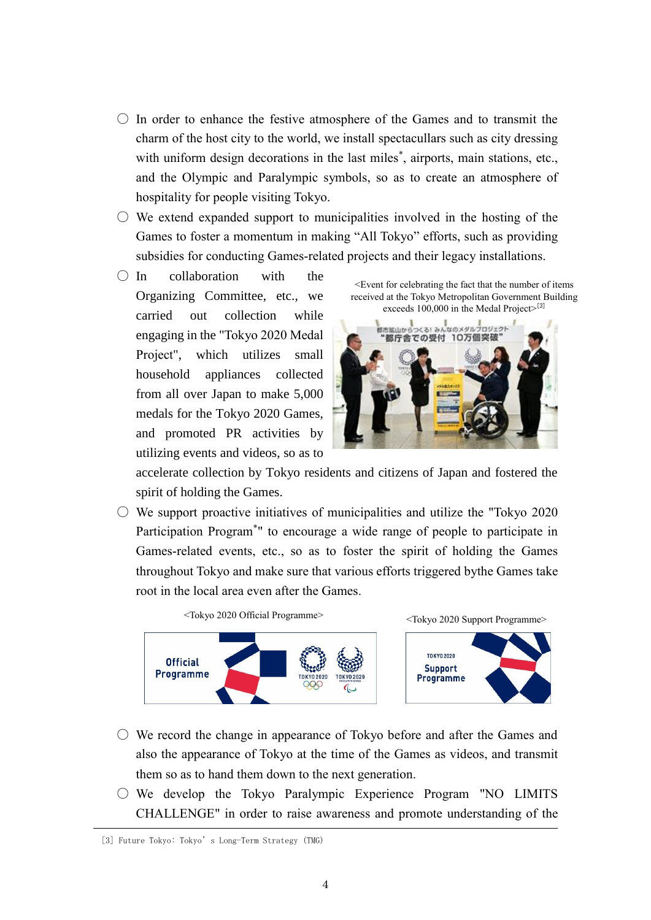○ In order to enhance the festive atmosphere of the Games and to transmit the charm of the host city to the world, we install spectacullars such as city dressing with uniform design decorations in the last miles*, airports, main stations, etc., and the Olympic and Paralympic symbols, so as to create an atmosphere of hospitality for people visiting Tokyo.

○ We extend expanded support to municipalities involved in the hosting of the Games to foster a momentum in making "All Tokyo" efforts, such as providing subsidies for conducting Games-related projects and their legacy installations.

○ In collaboration with the Organizing Committee, etc., we carried out collection while engaging in the "Tokyo 2020 Medal Project", which utilizes small household appliances collected from all over Japan to make 5,000 medals for the Tokyo 2020 Games, and promoted PR activities by utilizing events and videos, so as to accelerate collection by Tokyo residents and citizens of Japan and fostered the spirit of holding the Games.

<Event for celebrating the fact that the number of items received at the Tokyo Metropolitan Government Building exceeds 100,000 in the Medal Project>[3]

○ We support proactive initiatives of municipalities and utilize the "Tokyo 2020 Participation Program*" to encourage a wide range of people to participate in Games-related events, etc., so as to foster the spirit of holding the Games throughout Tokyo and make sure that various efforts triggered bythe Games take root in the local area even after the Games.

<Tokyo 2020 Official Programme>

<Tokyo 2020 Support Programme>

○ We record the change in appearance of Tokyo before and after the Games and also the appearance of Tokyo at the time of the Games as videos, and transmit them so as to hand them down to the next generation.

○ We develop the Tokyo Paralympic Experience Program "NO LIMITS CHALLENGE" in order to raise awareness and promote understanding of the

[3] Future Tokyo: Tokyo' s Long-Term Strategy (TMG)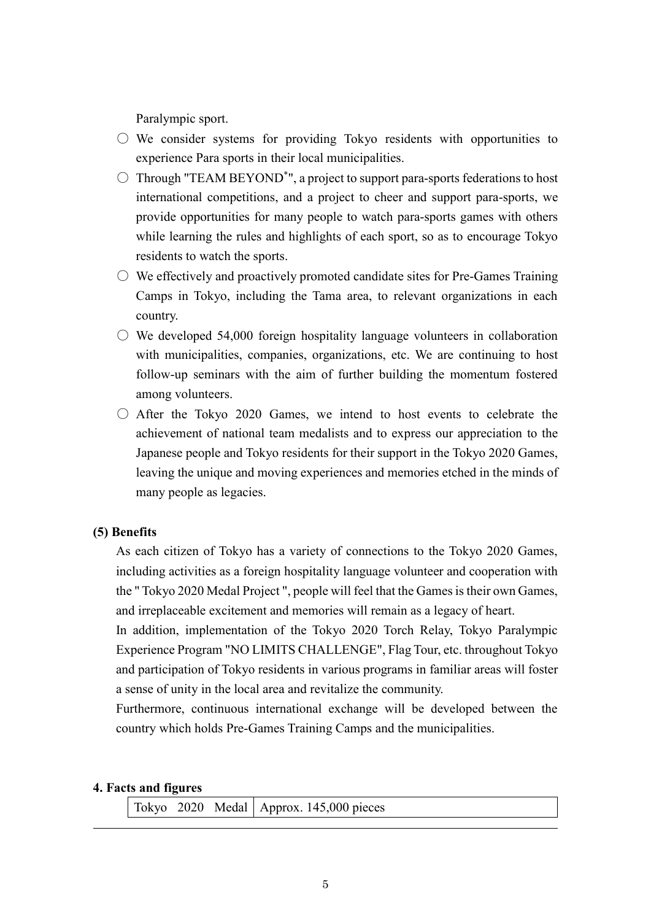Paralympic sport.

- ○ We consider systems for providing Tokyo residents with opportunities to experience Para sports in their local municipalities.
- ○ Through "TEAM BEYOND*", a project to support para-sports federations to host international competitions, and a project to cheer and support para-sports, we provide opportunities for many people to watch para-sports games with others while learning the rules and highlights of each sport, so as to encourage Tokyo residents to watch the sports.
- ○ We effectively and proactively promoted candidate sites for Pre-Games Training Camps in Tokyo, including the Tama area, to relevant organizations in each country.
- ○ We developed 54,000 foreign hospitality language volunteers in collaboration with municipalities, companies, organizations, etc. We are continuing to host follow-up seminars with the aim of further building the momentum fostered among volunteers.
- ○ After the Tokyo 2020 Games, we intend to host events to celebrate the achievement of national team medalists and to express our appreciation to the Japanese people and Tokyo residents for their support in the Tokyo 2020 Games, leaving the unique and moving experiences and memories etched in the minds of many people as legacies.

### (5) Benefits

As each citizen of Tokyo has a variety of connections to the Tokyo 2020 Games, including activities as a foreign hospitality language volunteer and cooperation with the " Tokyo 2020 Medal Project ", people will feel that the Games is their own Games, and irreplaceable excitement and memories will remain as a legacy of heart.

In addition, implementation of the Tokyo 2020 Torch Relay, Tokyo Paralympic Experience Program "NO LIMITS CHALLENGE", Flag Tour, etc. throughout Tokyo and participation of Tokyo residents in various programs in familiar areas will foster a sense of unity in the local area and revitalize the community.

Furthermore, continuous international exchange will be developed between the country which holds Pre-Games Training Camps and the municipalities.

## 4. Facts and figures

| Tokyo 2020 Medal | Approx. 145,000 pieces |
|---|---|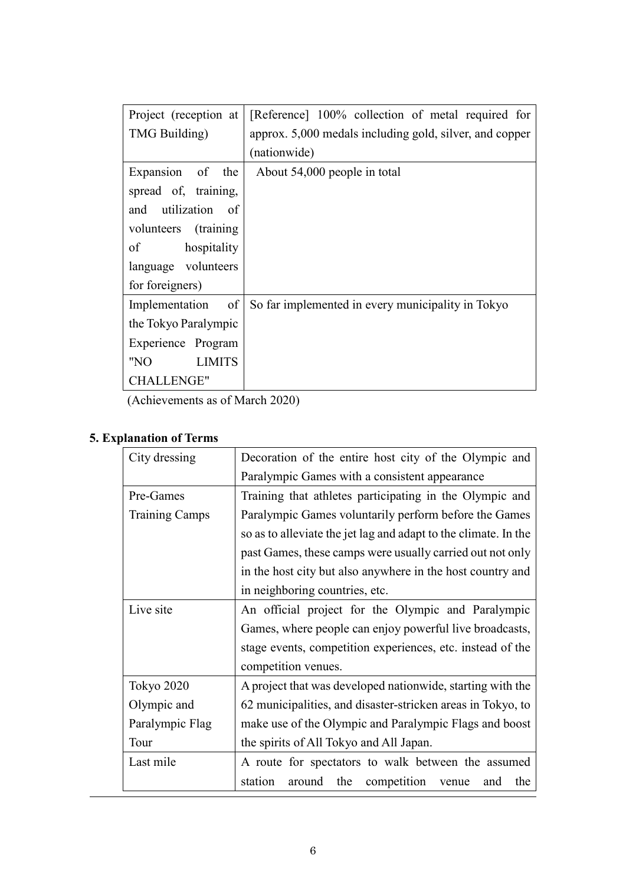| | |
|---|---|
| Project (reception at TMG Building) | [Reference] 100% collection of metal required for approx. 5,000 medals including gold, silver, and copper (nationwide) |
| Expansion of the spread of, training, and utilization of volunteers (training of hospitality language volunteers for foreigners) | About 54,000 people in total |
| Implementation of the Tokyo Paralympic Experience Program "NO LIMITS CHALLENGE" | So far implemented in every municipality in Tokyo |

(Achievements as of March 2020)

## 5. Explanation of Terms

| | |
|---|---|
| City dressing | Decoration of the entire host city of the Olympic and Paralympic Games with a consistent appearance |
| Pre-Games Training Camps | Training that athletes participating in the Olympic and Paralympic Games voluntarily perform before the Games so as to alleviate the jet lag and adapt to the climate. In the past Games, these camps were usually carried out not only in the host city but also anywhere in the host country and in neighboring countries, etc. |
| Live site | An official project for the Olympic and Paralympic Games, where people can enjoy powerful live broadcasts, stage events, competition experiences, etc. instead of the competition venues. |
| Tokyo 2020 Olympic and Paralympic Flag Tour | A project that was developed nationwide, starting with the 62 municipalities, and disaster-stricken areas in Tokyo, to make use of the Olympic and Paralympic Flags and boost the spirits of All Tokyo and All Japan. |
| Last mile | A route for spectators to walk between the assumed station around the competition venue and the |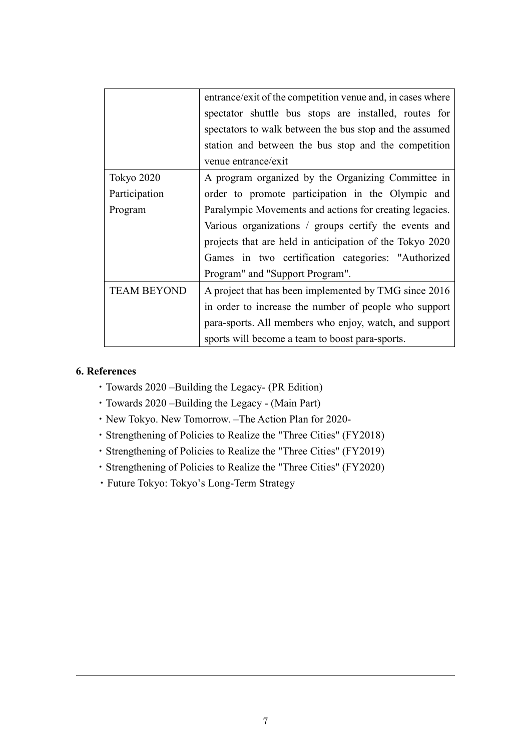| | |
|---|---|
| | entrance/exit of the competition venue and, in cases where spectator shuttle bus stops are installed, routes for spectators to walk between the bus stop and the assumed station and between the bus stop and the competition venue entrance/exit |
| Tokyo 2020 Participation Program | A program organized by the Organizing Committee in order to promote participation in the Olympic and Paralympic Movements and actions for creating legacies. Various organizations / groups certify the events and projects that are held in anticipation of the Tokyo 2020 Games in two certification categories: "Authorized Program" and "Support Program". |
| TEAM BEYOND | A project that has been implemented by TMG since 2016 in order to increase the number of people who support para-sports. All members who enjoy, watch, and support sports will become a team to boost para-sports. |

**6. References**

- Towards 2020 –Building the Legacy- (PR Edition)
- Towards 2020 –Building the Legacy - (Main Part)
- New Tokyo. New Tomorrow. –The Action Plan for 2020-
- Strengthening of Policies to Realize the "Three Cities" (FY2018)
- Strengthening of Policies to Realize the "Three Cities" (FY2019)
- Strengthening of Policies to Realize the "Three Cities" (FY2020)
- Future Tokyo: Tokyo's Long-Term Strategy